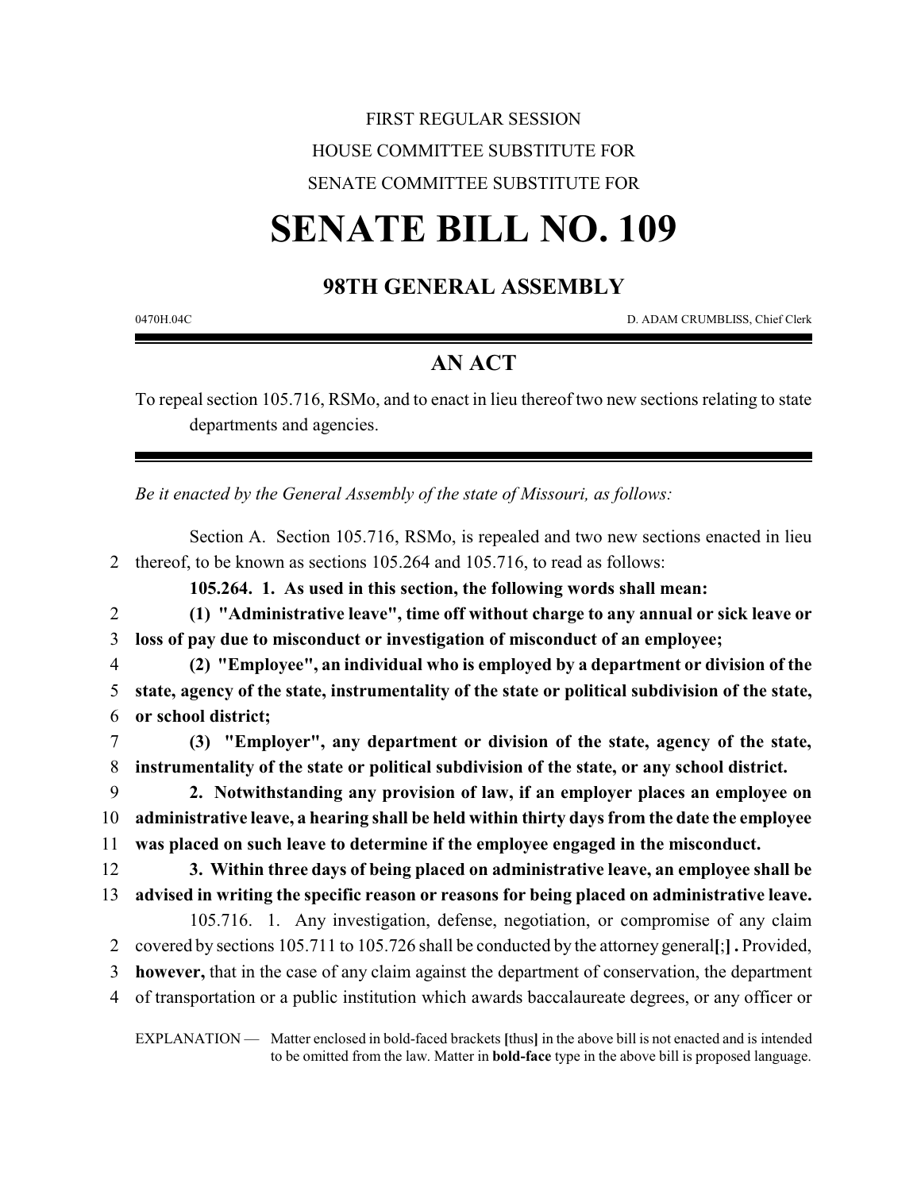FIRST REGULAR SESSION

HOUSE COMMITTEE SUBSTITUTE FOR

SENATE COMMITTEE SUBSTITUTE FOR

# SENATE BILL NO. 109

## 98TH GENERAL ASSEMBLY

0470H.04C D. ADAM CRUMBLISS, Chief Clerk

## AN ACT

To repeal section 105.716, RSMo, and to enact in lieu thereof two new sections relating to state departments and agencies.

*Be it enacted by the General Assembly of the state of Missouri, as follows:*

Section A. Section 105.716, RSMo, is repealed and two new sections enacted in lieu
2 thereof, to be known as sections 105.264 and 105.716, to read as follows:

**105.264. 1. As used in this section, the following words shall mean:**

2 **(1) "Administrative leave", time off without charge to any annual or sick leave or**
3 **loss of pay due to misconduct or investigation of misconduct of an employee;**

4 **(2) "Employee", an individual who is employed by a department or division of the**
5 **state, agency of the state, instrumentality of the state or political subdivision of the state,**
6 **or school district;**

7 **(3) "Employer", any department or division of the state, agency of the state,**
8 **instrumentality of the state or political subdivision of the state, or any school district.**

9 **2. Notwithstanding any provision of law, if an employer places an employee on**
10 **administrative leave, a hearing shall be held within thirty days from the date the employee**
11 **was placed on such leave to determine if the employee engaged in the misconduct.**

12 **3. Within three days of being placed on administrative leave, an employee shall be**
13 **advised in writing the specific reason or reasons for being placed on administrative leave.**

105.716. 1. Any investigation, defense, negotiation, or compromise of any claim
2 covered by sections 105.711 to 105.726 shall be conducted by the attorney general**[**;**]** **.** Provided,
3 **however,** that in the case of any claim against the department of conservation, the department
4 of transportation or a public institution which awards baccalaureate degrees, or any officer or

EXPLANATION — Matter enclosed in bold-faced brackets **[**thus**]** in the above bill is not enacted and is intended to be omitted from the law. Matter in **bold-face** type in the above bill is proposed language.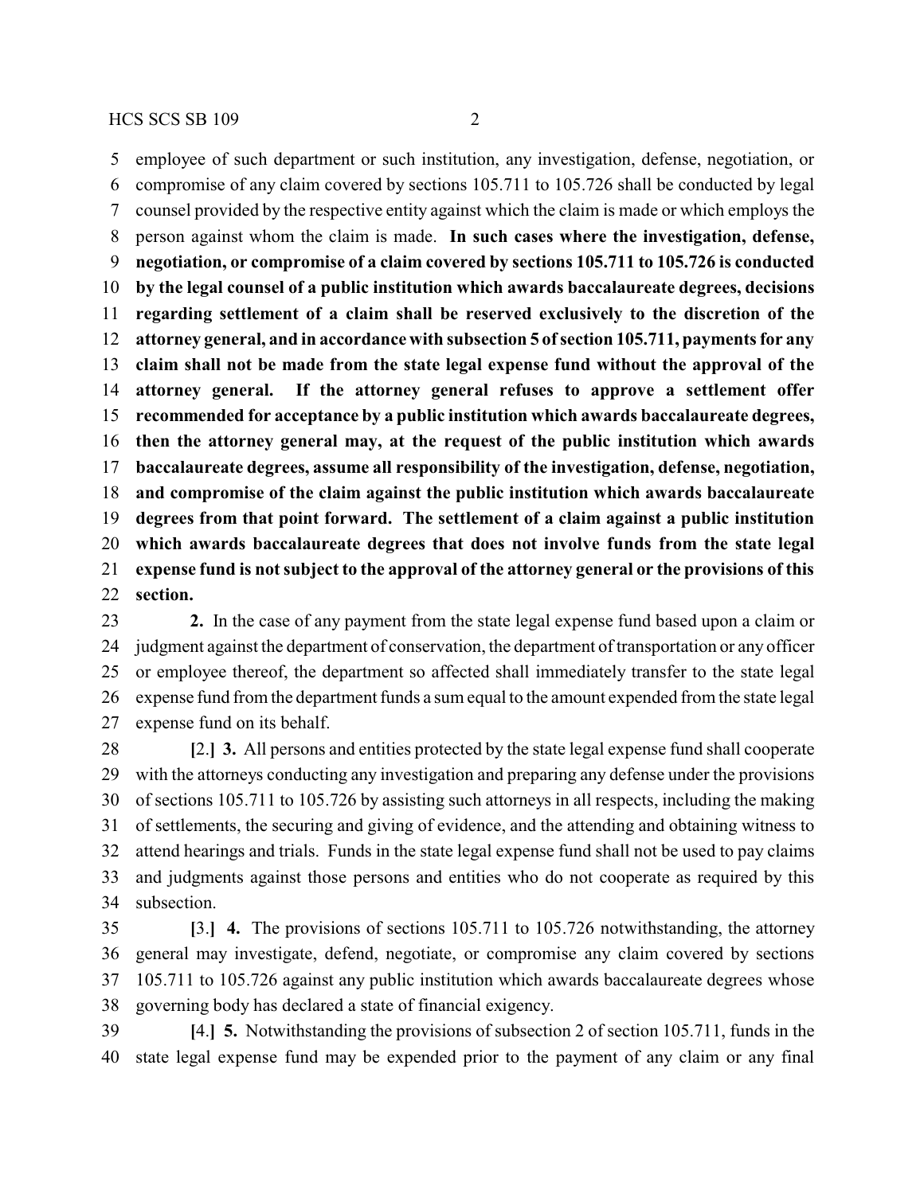employee of such department or such institution, any investigation, defense, negotiation, or compromise of any claim covered by sections 105.711 to 105.726 shall be conducted by legal counsel provided by the respective entity against which the claim is made or which employs the person against whom the claim is made. **In such cases where the investigation, defense, negotiation, or compromise of a claim covered by sections 105.711 to 105.726 is conducted by the legal counsel of a public institution which awards baccalaureate degrees, decisions regarding settlement of a claim shall be reserved exclusively to the discretion of the attorney general, and in accordance with subsection 5 of section 105.711, payments for any claim shall not be made from the state legal expense fund without the approval of the attorney general. If the attorney general refuses to approve a settlement offer recommended for acceptance by a public institution which awards baccalaureate degrees, then the attorney general may, at the request of the public institution which awards baccalaureate degrees, assume all responsibility of the investigation, defense, negotiation, and compromise of the claim against the public institution which awards baccalaureate degrees from that point forward. The settlement of a claim against a public institution which awards baccalaureate degrees that does not involve funds from the state legal expense fund is not subject to the approval of the attorney general or the provisions of this section.**

**2.** In the case of any payment from the state legal expense fund based upon a claim or judgment against the department of conservation, the department of transportation or any officer or employee thereof, the department so affected shall immediately transfer to the state legal expense fund from the department funds a sum equal to the amount expended from the state legal expense fund on its behalf.

**[**2.**] 3.** All persons and entities protected by the state legal expense fund shall cooperate with the attorneys conducting any investigation and preparing any defense under the provisions of sections 105.711 to 105.726 by assisting such attorneys in all respects, including the making of settlements, the securing and giving of evidence, and the attending and obtaining witness to attend hearings and trials. Funds in the state legal expense fund shall not be used to pay claims and judgments against those persons and entities who do not cooperate as required by this subsection.

**[**3.**] 4.** The provisions of sections 105.711 to 105.726 notwithstanding, the attorney general may investigate, defend, negotiate, or compromise any claim covered by sections 105.711 to 105.726 against any public institution which awards baccalaureate degrees whose governing body has declared a state of financial exigency.

**[**4.**] 5.** Notwithstanding the provisions of subsection 2 of section 105.711, funds in the state legal expense fund may be expended prior to the payment of any claim or any final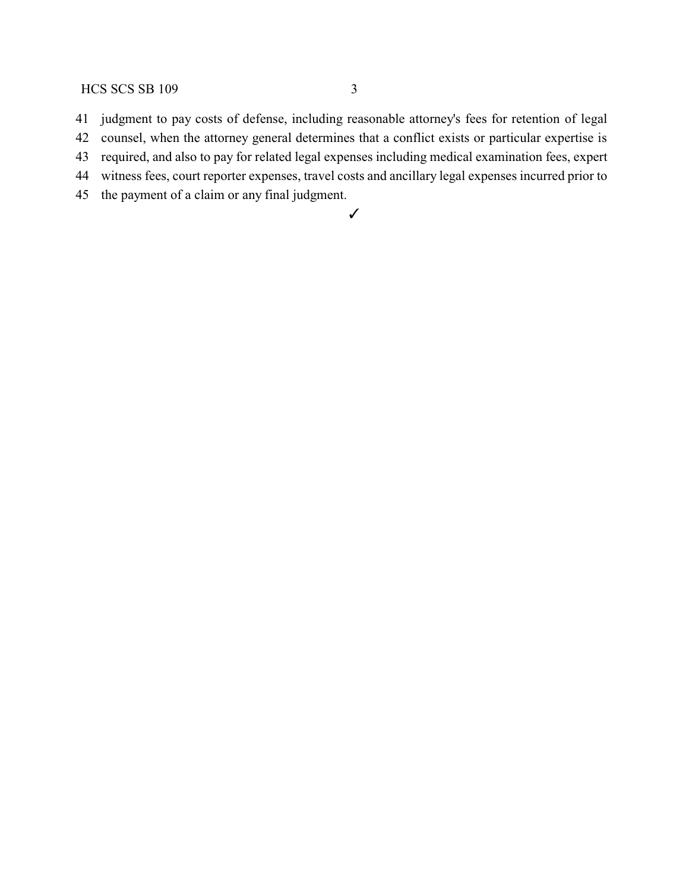judgment to pay costs of defense, including reasonable attorney's fees for retention of legal counsel, when the attorney general determines that a conflict exists or particular expertise is required, and also to pay for related legal expenses including medical examination fees, expert witness fees, court reporter expenses, travel costs and ancillary legal expenses incurred prior to the payment of a claim or any final judgment.

✓